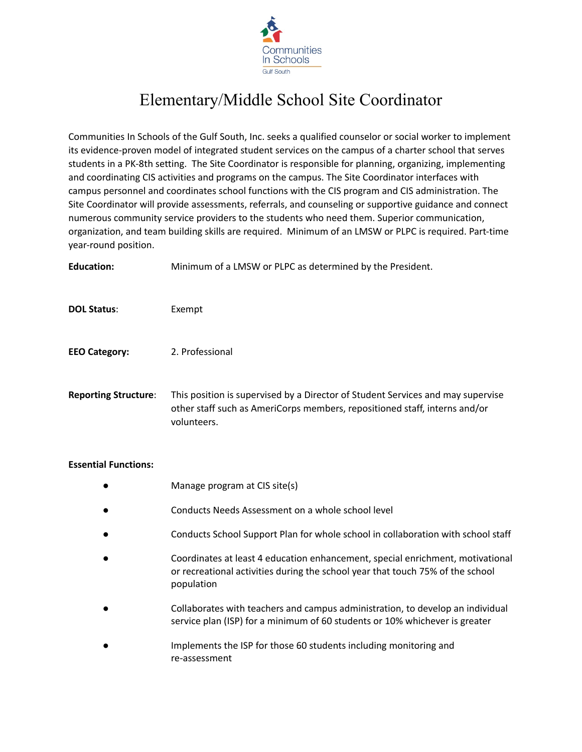Communities In Schools

Gulf South

# Elementary/Middle School Site Coordinator

Communities In Schools of the Gulf South, Inc. seeks a qualified counselor or social worker to implement its evidence-proven model of integrated student services on the campus of a charter school that serves students in a PK-8th setting. The Site Coordinator is responsible for planning, organizing, implementing and coordinating CIS activities and programs on the campus. The Site Coordinator interfaces with campus personnel and coordinates school functions with the CIS program and CIS administration. The Site Coordinator will provide assessments, referrals, and counseling or supportive guidance and connect numerous community service providers to the students who need them. Superior communication, organization, and team building skills are required. Minimum of an LMSW or PLPC is required. Part-time year-round position.

**Education:** Minimum of a LMSW or PLPC as determined by the President.

**DOL Status**: Exempt

**EEO Category:** 2. Professional

**Reporting Structure**: This position is supervised by a Director of Student Services and may supervise other staff such as AmeriCorps members, repositioned staff, interns and/or volunteers.

**Essential Functions:**

- Manage program at CIS site(s)
- Conducts Needs Assessment on a whole school level
- Conducts School Support Plan for whole school in collaboration with school staff
- Coordinates at least 4 education enhancement, special enrichment, motivational or recreational activities during the school year that touch 75% of the school population
- Collaborates with teachers and campus administration, to develop an individual service plan (ISP) for a minimum of 60 students or 10% whichever is greater
- Implements the ISP for those 60 students including monitoring and re-assessment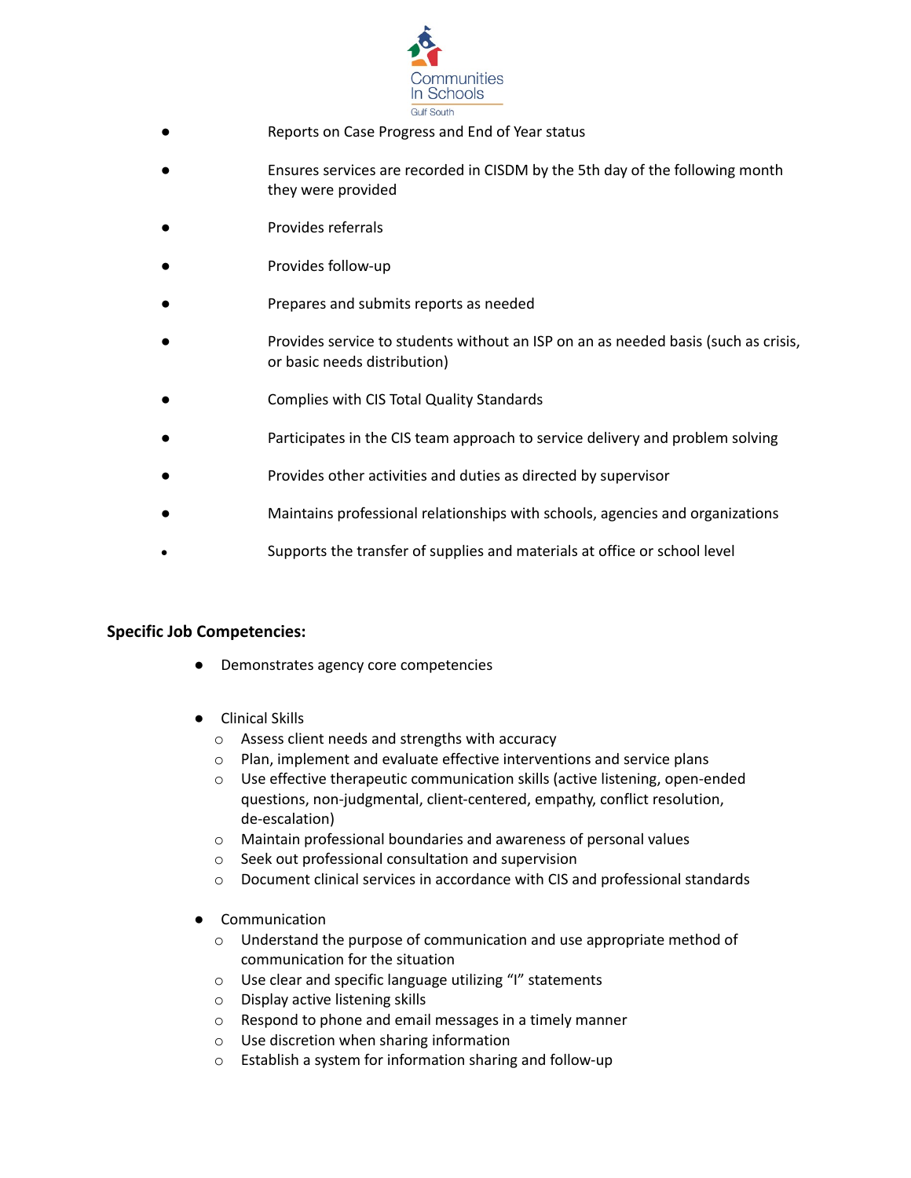- Reports on Case Progress and End of Year status
- Ensures services are recorded in CISDM by the 5th day of the following month they were provided
- Provides referrals
- Provides follow-up
- Prepares and submits reports as needed
- Provides service to students without an ISP on an as needed basis (such as crisis, or basic needs distribution)
- Complies with CIS Total Quality Standards
- Participates in the CIS team approach to service delivery and problem solving
- Provides other activities and duties as directed by supervisor
- Maintains professional relationships with schools, agencies and organizations
- Supports the transfer of supplies and materials at office or school level

**Specific Job Competencies:**

- Demonstrates agency core competencies

- Clinical Skills
  - Assess client needs and strengths with accuracy
  - Plan, implement and evaluate effective interventions and service plans
  - Use effective therapeutic communication skills (active listening, open-ended questions, non-judgmental, client-centered, empathy, conflict resolution, de-escalation)
  - Maintain professional boundaries and awareness of personal values
  - Seek out professional consultation and supervision
  - Document clinical services in accordance with CIS and professional standards

- Communication
  - Understand the purpose of communication and use appropriate method of communication for the situation
  - Use clear and specific language utilizing "I" statements
  - Display active listening skills
  - Respond to phone and email messages in a timely manner
  - Use discretion when sharing information
  - Establish a system for information sharing and follow-up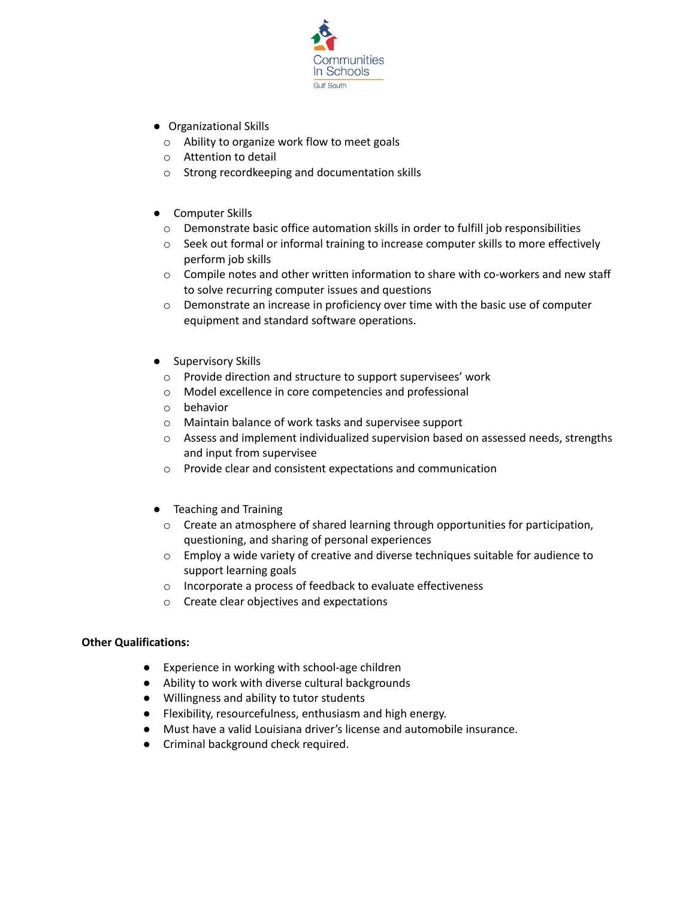- Organizational Skills
  - Ability to organize work flow to meet goals
  - Attention to detail
  - Strong recordkeeping and documentation skills

- Computer Skills
  - Demonstrate basic office automation skills in order to fulfill job responsibilities
  - Seek out formal or informal training to increase computer skills to more effectively perform job skills
  - Compile notes and other written information to share with co-workers and new staff to solve recurring computer issues and questions
  - Demonstrate an increase in proficiency over time with the basic use of computer equipment and standard software operations.

- Supervisory Skills
  - Provide direction and structure to support supervisees' work
  - Model excellence in core competencies and professional
  - behavior
  - Maintain balance of work tasks and supervisee support
  - Assess and implement individualized supervision based on assessed needs, strengths and input from supervisee
  - Provide clear and consistent expectations and communication

- Teaching and Training
  - Create an atmosphere of shared learning through opportunities for participation, questioning, and sharing of personal experiences
  - Employ a wide variety of creative and diverse techniques suitable for audience to support learning goals
  - Incorporate a process of feedback to evaluate effectiveness
  - Create clear objectives and expectations

**Other Qualifications:**

- Experience in working with school-age children
- Ability to work with diverse cultural backgrounds
- Willingness and ability to tutor students
- Flexibility, resourcefulness, enthusiasm and high energy.
- Must have a valid Louisiana driver's license and automobile insurance.
- Criminal background check required.